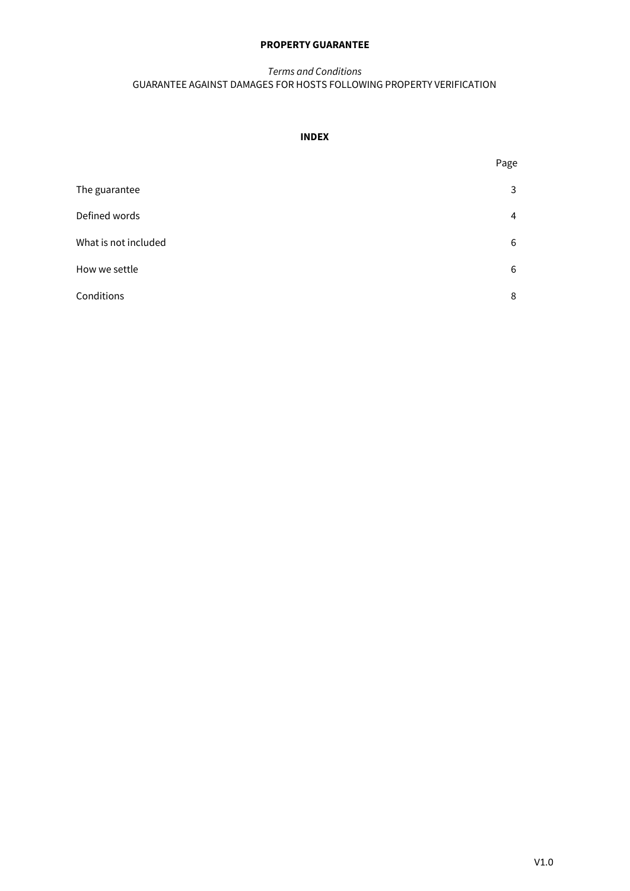# PROPERTY GUARANTEE

*Terms and Conditions*

GUARANTEE AGAINST DAMAGES FOR HOSTS FOLLOWING PROPERTY VERIFICATION

## INDEX

| | Page |
|---|---|
| The guarantee | 3 |
| Defined words | 4 |
| What is not included | 6 |
| How we settle | 6 |
| Conditions | 8 |

V1.0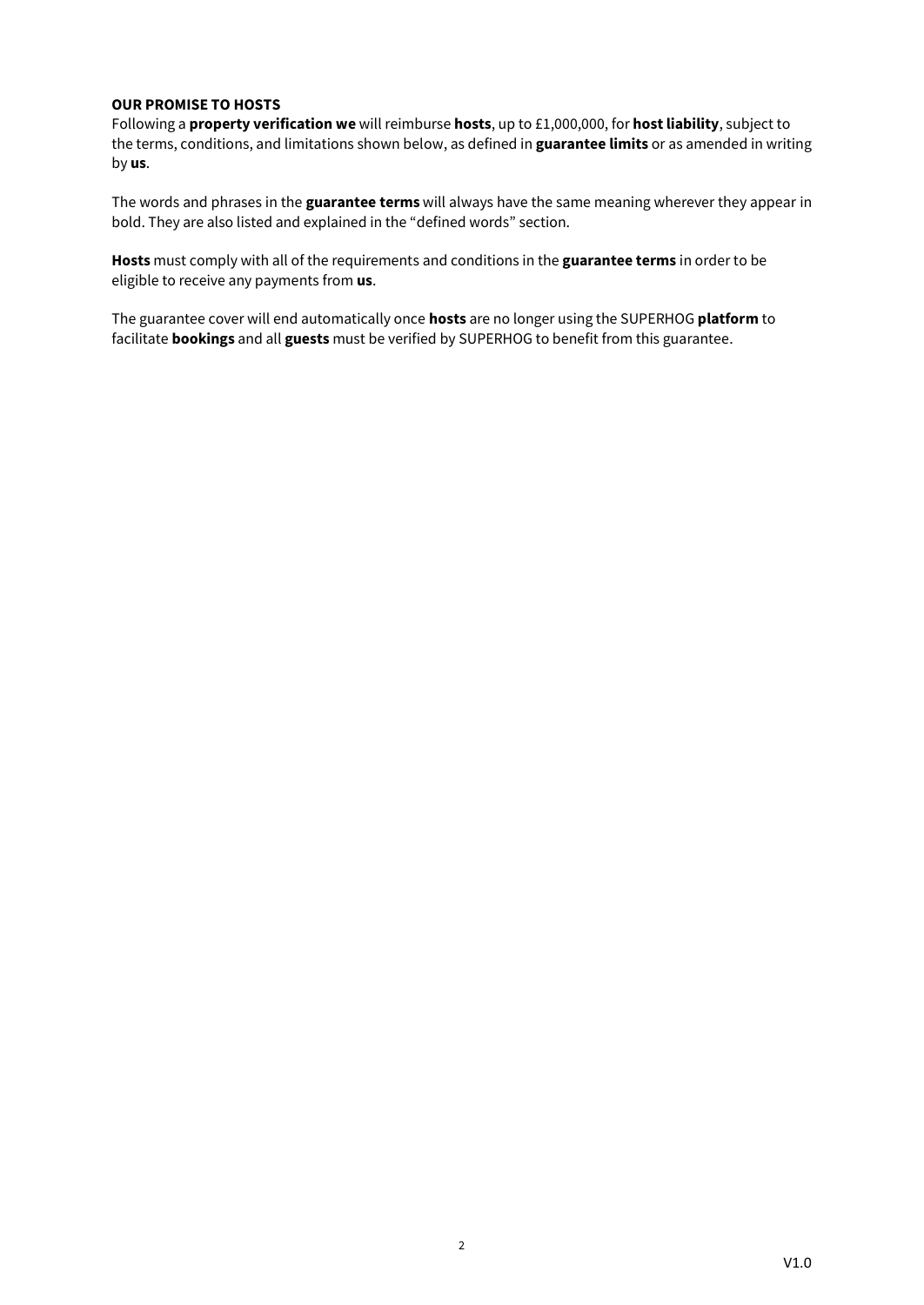**OUR PROMISE TO HOSTS**

Following a **property verification we** will reimburse **hosts**, up to £1,000,000, for **host liability**, subject to the terms, conditions, and limitations shown below, as defined in **guarantee limits** or as amended in writing by **us**.

The words and phrases in the **guarantee terms** will always have the same meaning wherever they appear in bold. They are also listed and explained in the "defined words" section.

**Hosts** must comply with all of the requirements and conditions in the **guarantee terms** in order to be eligible to receive any payments from **us**.

The guarantee cover will end automatically once **hosts** are no longer using the SUPERHOG **platform** to facilitate **bookings** and all **guests** must be verified by SUPERHOG to benefit from this guarantee.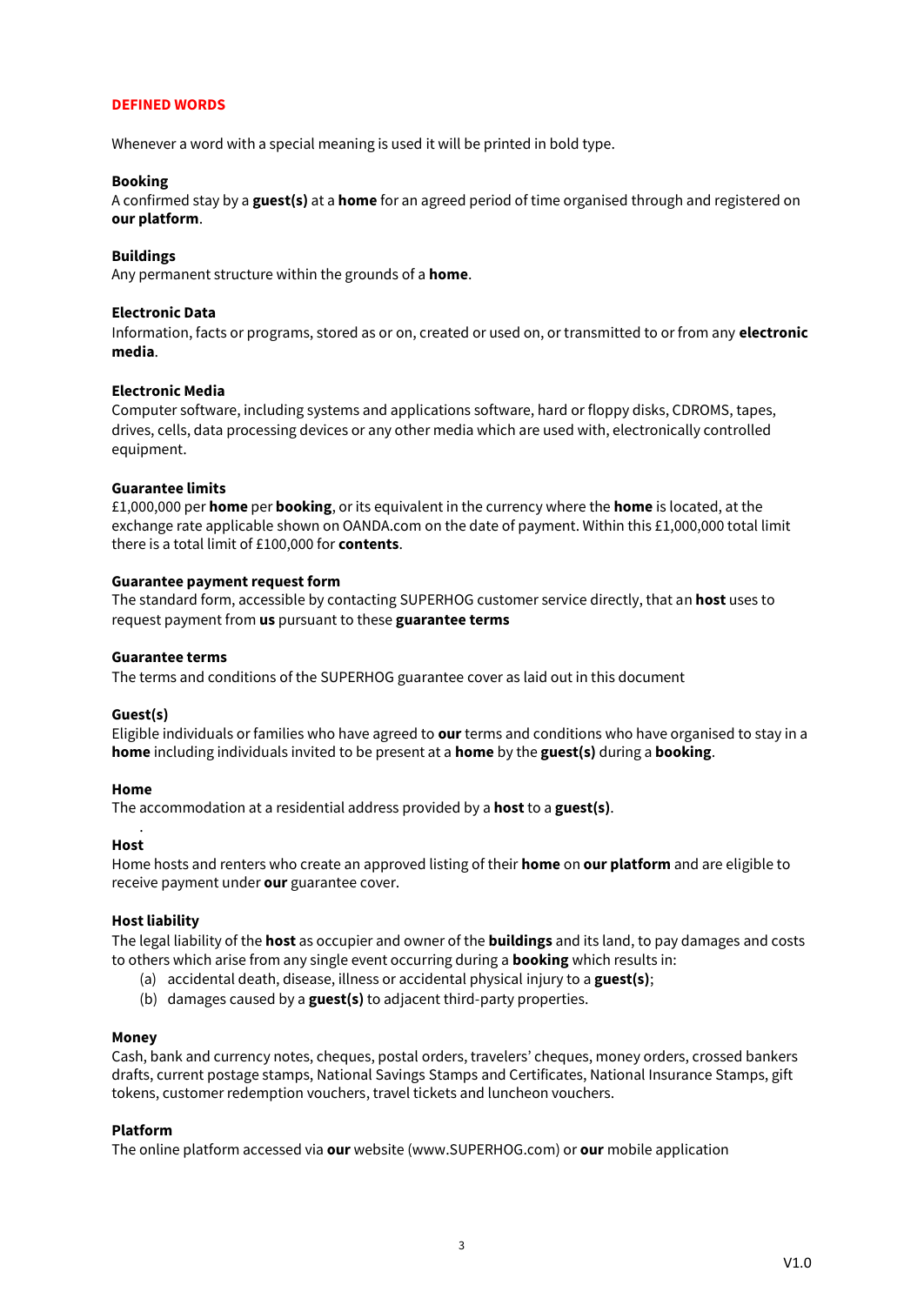## DEFINED WORDS

Whenever a word with a special meaning is used it will be printed in bold type.

**Booking**
A confirmed stay by a **guest(s)** at a **home** for an agreed period of time organised through and registered on **our platform**.

**Buildings**
Any permanent structure within the grounds of a **home**.

**Electronic Data**
Information, facts or programs, stored as or on, created or used on, or transmitted to or from any **electronic media**.

**Electronic Media**
Computer software, including systems and applications software, hard or floppy disks, CDROMS, tapes, drives, cells, data processing devices or any other media which are used with, electronically controlled equipment.

**Guarantee limits**
£1,000,000 per **home** per **booking**, or its equivalent in the currency where the **home** is located, at the exchange rate applicable shown on OANDA.com on the date of payment. Within this £1,000,000 total limit there is a total limit of £100,000 for **contents**.

**Guarantee payment request form**
The standard form, accessible by contacting SUPERHOG customer service directly, that an **host** uses to request payment from **us** pursuant to these **guarantee terms**

**Guarantee terms**
The terms and conditions of the SUPERHOG guarantee cover as laid out in this document

**Guest(s)**
Eligible individuals or families who have agreed to **our** terms and conditions who have organised to stay in a **home** including individuals invited to be present at a **home** by the **guest(s)** during a **booking**.

**Home**
The accommodation at a residential address provided by a **host** to a **guest(s)**.

**Host**
Home hosts and renters who create an approved listing of their **home** on **our platform** and are eligible to receive payment under **our** guarantee cover.

**Host liability**
The legal liability of the **host** as occupier and owner of the **buildings** and its land, to pay damages and costs to others which arise from any single event occurring during a **booking** which results in:

(a) accidental death, disease, illness or accidental physical injury to a **guest(s)**;
(b) damages caused by a **guest(s)** to adjacent third-party properties.

**Money**
Cash, bank and currency notes, cheques, postal orders, travelers' cheques, money orders, crossed bankers drafts, current postage stamps, National Savings Stamps and Certificates, National Insurance Stamps, gift tokens, customer redemption vouchers, travel tickets and luncheon vouchers.

**Platform**
The online platform accessed via **our** website (www.SUPERHOG.com) or **our** mobile application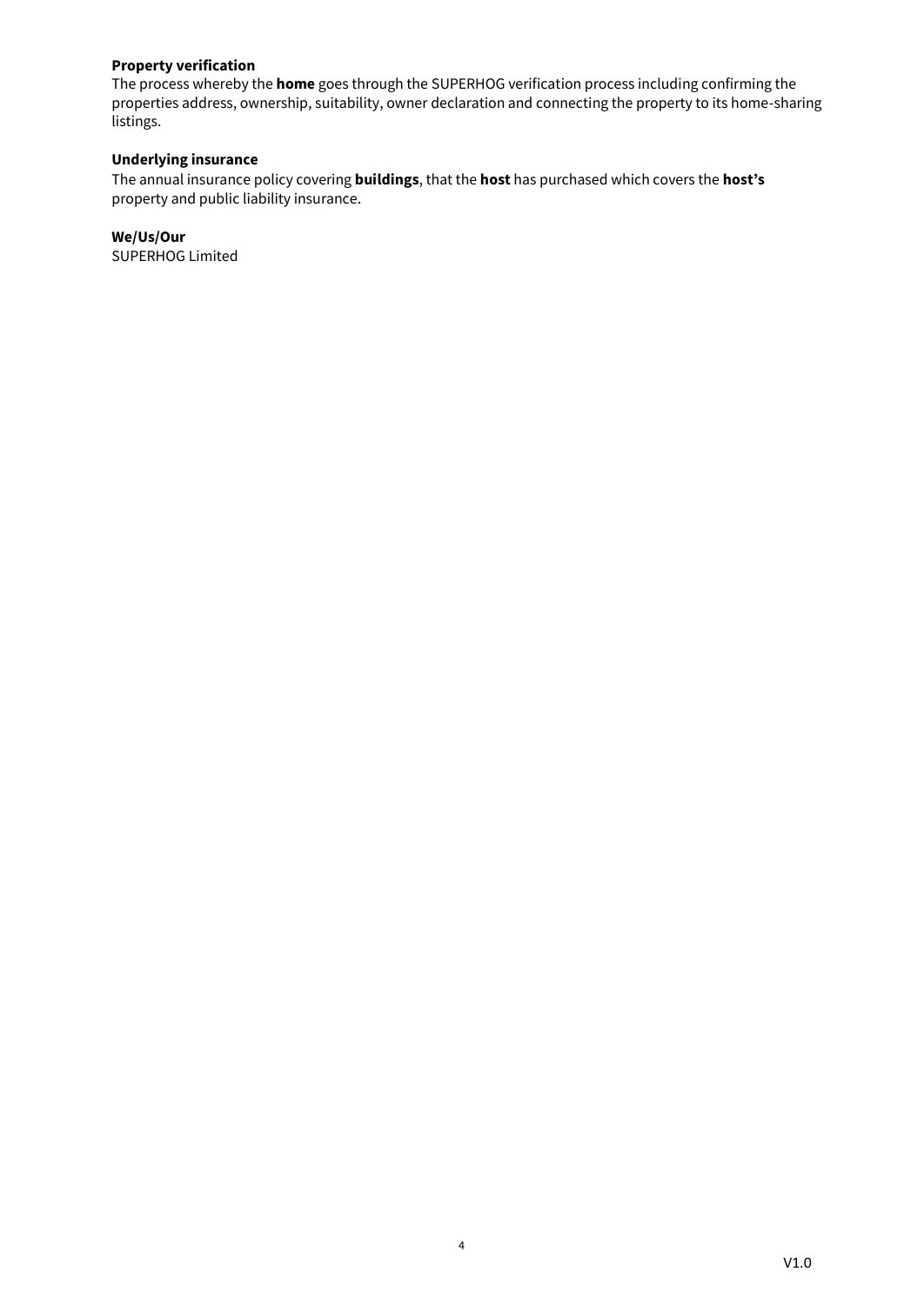**Property verification**

The process whereby the **home** goes through the SUPERHOG verification process including confirming the properties address, ownership, suitability, owner declaration and connecting the property to its home-sharing listings.

**Underlying insurance**

The annual insurance policy covering **buildings**, that the **host** has purchased which covers the **host's** property and public liability insurance.

**We/Us/Our**

SUPERHOG Limited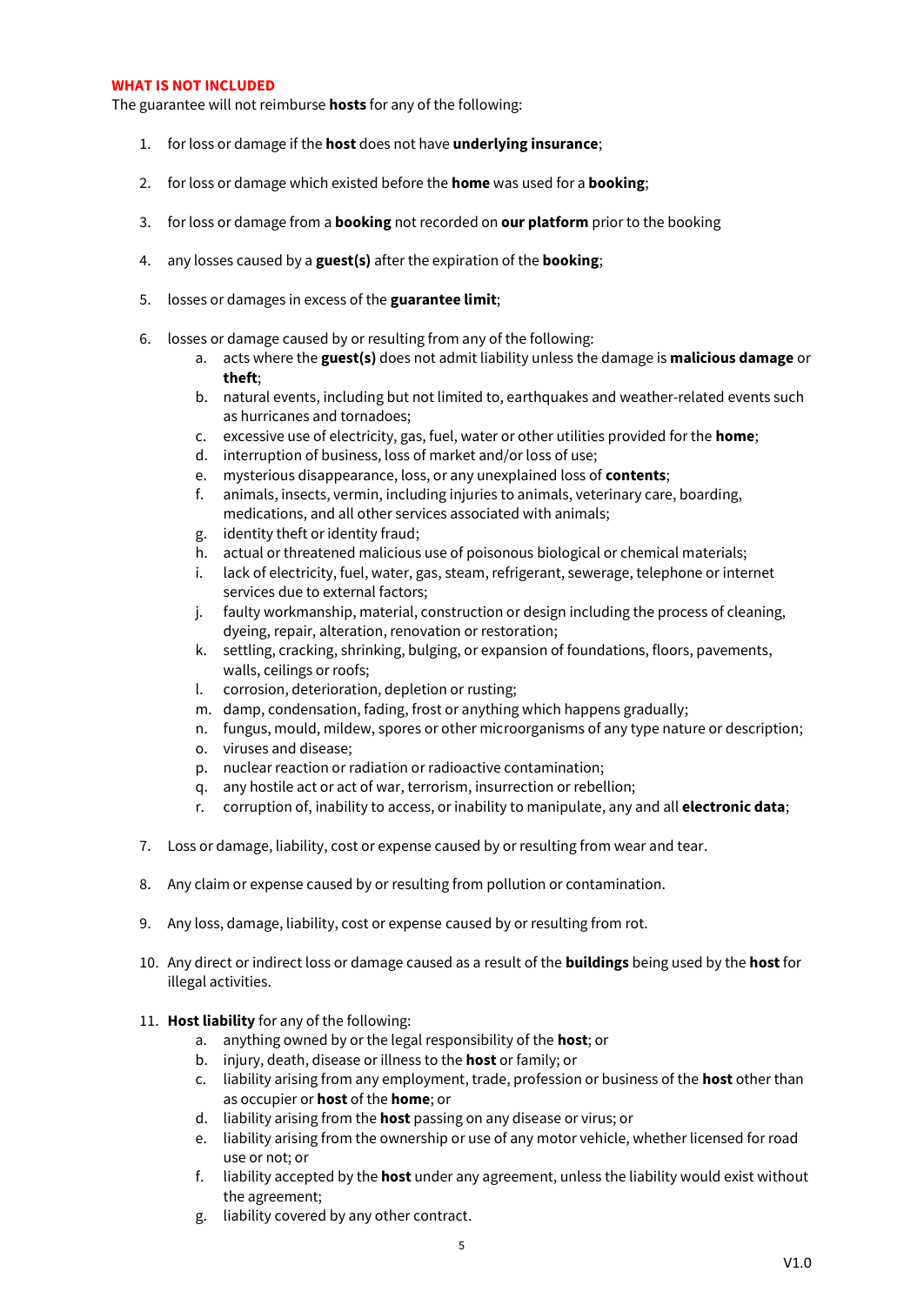## WHAT IS NOT INCLUDED

The guarantee will not reimburse **hosts** for any of the following:

1. for loss or damage if the **host** does not have **underlying insurance**;

2. for loss or damage which existed before the **home** was used for a **booking**;

3. for loss or damage from a **booking** not recorded on **our platform** prior to the booking

4. any losses caused by a **guest(s)** after the expiration of the **booking**;

5. losses or damages in excess of the **guarantee limit**;

6. losses or damage caused by or resulting from any of the following:
    a. acts where the **guest(s)** does not admit liability unless the damage is **malicious damage** or **theft**;
    b. natural events, including but not limited to, earthquakes and weather-related events such as hurricanes and tornadoes;
    c. excessive use of electricity, gas, fuel, water or other utilities provided for the **home**;
    d. interruption of business, loss of market and/or loss of use;
    e. mysterious disappearance, loss, or any unexplained loss of **contents**;
    f. animals, insects, vermin, including injuries to animals, veterinary care, boarding, medications, and all other services associated with animals;
    g. identity theft or identity fraud;
    h. actual or threatened malicious use of poisonous biological or chemical materials;
    i. lack of electricity, fuel, water, gas, steam, refrigerant, sewerage, telephone or internet services due to external factors;
    j. faulty workmanship, material, construction or design including the process of cleaning, dyeing, repair, alteration, renovation or restoration;
    k. settling, cracking, shrinking, bulging, or expansion of foundations, floors, pavements, walls, ceilings or roofs;
    l. corrosion, deterioration, depletion or rusting;
    m. damp, condensation, fading, frost or anything which happens gradually;
    n. fungus, mould, mildew, spores or other microorganisms of any type nature or description;
    o. viruses and disease;
    p. nuclear reaction or radiation or radioactive contamination;
    q. any hostile act or act of war, terrorism, insurrection or rebellion;
    r. corruption of, inability to access, or inability to manipulate, any and all **electronic data**;

7. Loss or damage, liability, cost or expense caused by or resulting from wear and tear.

8. Any claim or expense caused by or resulting from pollution or contamination.

9. Any loss, damage, liability, cost or expense caused by or resulting from rot.

10. Any direct or indirect loss or damage caused as a result of the **buildings** being used by the **host** for illegal activities.

11. **Host liability** for any of the following:
    a. anything owned by or the legal responsibility of the **host**; or
    b. injury, death, disease or illness to the **host** or family; or
    c. liability arising from any employment, trade, profession or business of the **host** other than as occupier or **host** of the **home**; or
    d. liability arising from the **host** passing on any disease or virus; or
    e. liability arising from the ownership or use of any motor vehicle, whether licensed for road use or not; or
    f. liability accepted by the **host** under any agreement, unless the liability would exist without the agreement;
    g. liability covered by any other contract.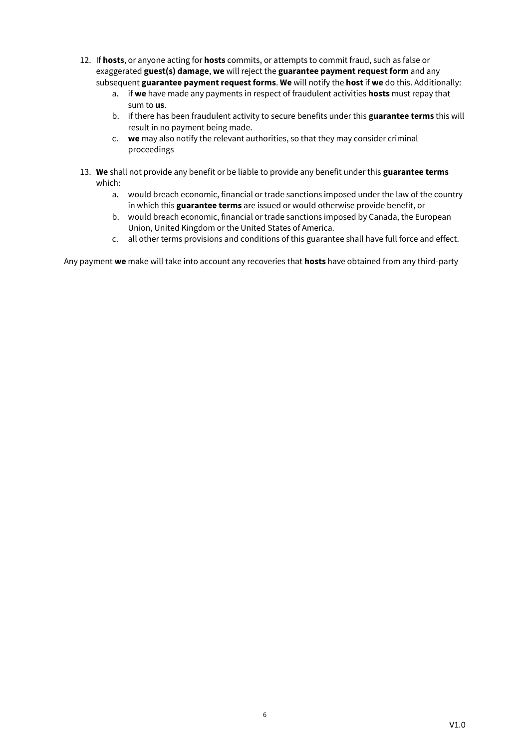12. If **hosts**, or anyone acting for **hosts** commits, or attempts to commit fraud, such as false or exaggerated **guest(s) damage**, **we** will reject the **guarantee payment request form** and any subsequent **guarantee payment request forms**. **We** will notify the **host** if **we** do this. Additionally:
    a. if **we** have made any payments in respect of fraudulent activities **hosts** must repay that sum to **us**.
    b. if there has been fraudulent activity to secure benefits under this **guarantee terms** this will result in no payment being made.
    c. **we** may also notify the relevant authorities, so that they may consider criminal proceedings

13. **We** shall not provide any benefit or be liable to provide any benefit under this **guarantee terms** which:
    a. would breach economic, financial or trade sanctions imposed under the law of the country in which this **guarantee terms** are issued or would otherwise provide benefit, or
    b. would breach economic, financial or trade sanctions imposed by Canada, the European Union, United Kingdom or the United States of America.
    c. all other terms provisions and conditions of this guarantee shall have full force and effect.

Any payment **we** make will take into account any recoveries that **hosts** have obtained from any third-party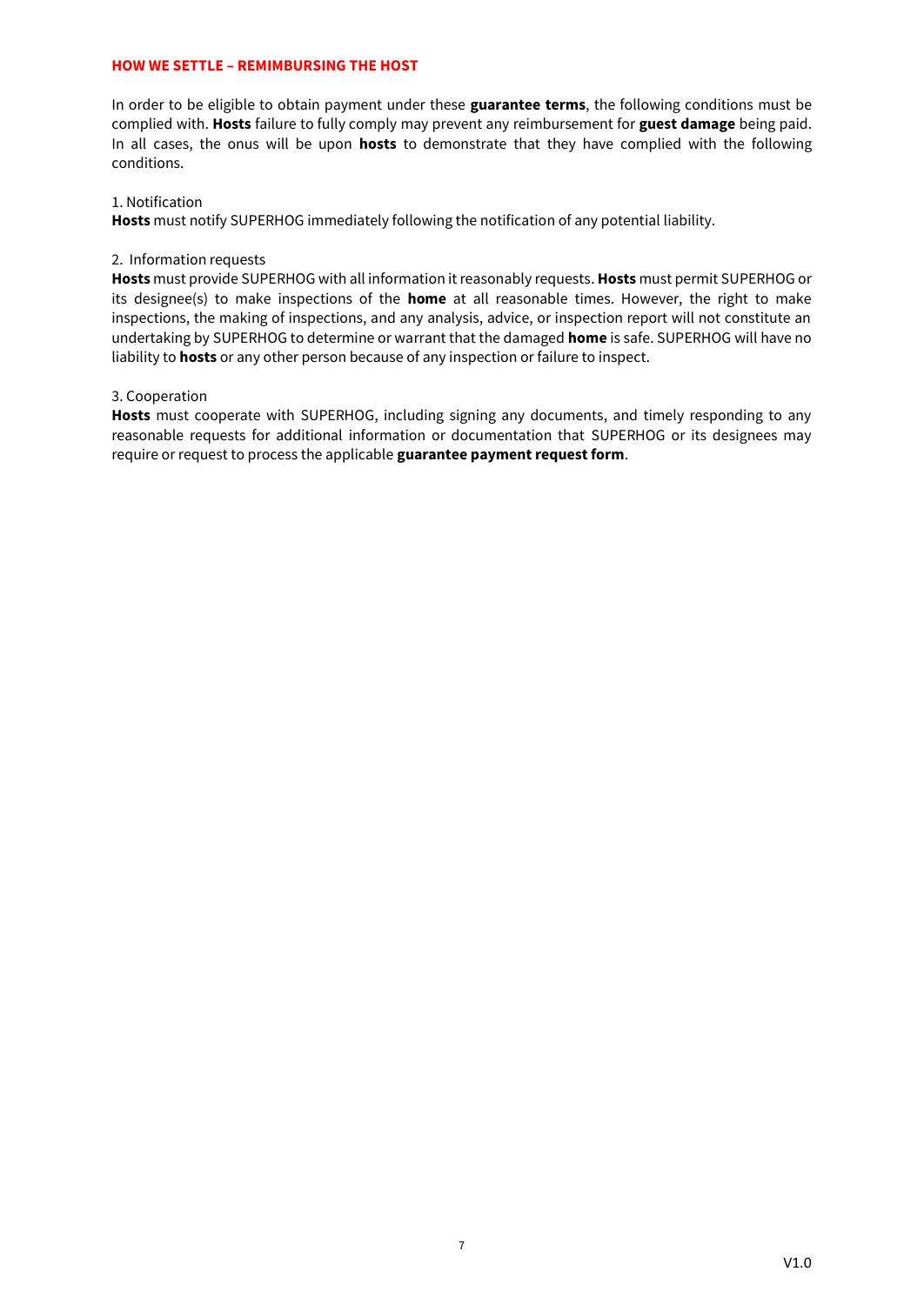## HOW WE SETTLE – REMIMBURSING THE HOST

In order to be eligible to obtain payment under these **guarantee terms**, the following conditions must be complied with. **Hosts** failure to fully comply may prevent any reimbursement for **guest damage** being paid. In all cases, the onus will be upon **hosts** to demonstrate that they have complied with the following conditions.

1. Notification

**Hosts** must notify SUPERHOG immediately following the notification of any potential liability.

2. Information requests

**Hosts** must provide SUPERHOG with all information it reasonably requests. **Hosts** must permit SUPERHOG or its designee(s) to make inspections of the **home** at all reasonable times. However, the right to make inspections, the making of inspections, and any analysis, advice, or inspection report will not constitute an undertaking by SUPERHOG to determine or warrant that the damaged **home** is safe. SUPERHOG will have no liability to **hosts** or any other person because of any inspection or failure to inspect.

3. Cooperation

**Hosts** must cooperate with SUPERHOG, including signing any documents, and timely responding to any reasonable requests for additional information or documentation that SUPERHOG or its designees may require or request to process the applicable **guarantee payment request form**.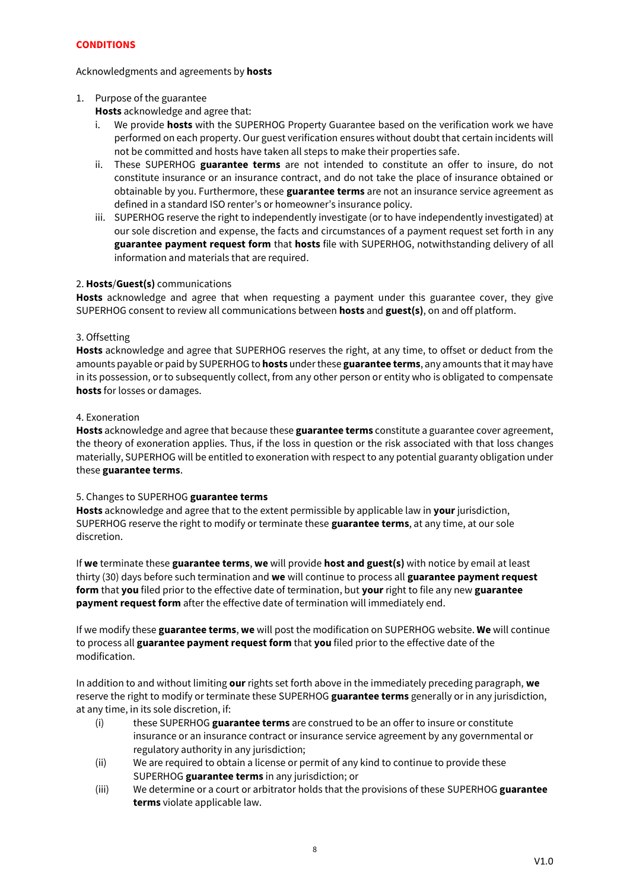## CONDITIONS

Acknowledgments and agreements by **hosts**

1. Purpose of the guarantee
   **Hosts** acknowledge and agree that:
   i. We provide **hosts** with the SUPERHOG Property Guarantee based on the verification work we have performed on each property. Our guest verification ensures without doubt that certain incidents will not be committed and hosts have taken all steps to make their properties safe.
   ii. These SUPERHOG **guarantee terms** are not intended to constitute an offer to insure, do not constitute insurance or an insurance contract, and do not take the place of insurance obtained or obtainable by you. Furthermore, these **guarantee terms** are not an insurance service agreement as defined in a standard ISO renter's or homeowner's insurance policy.
   iii. SUPERHOG reserve the right to independently investigate (or to have independently investigated) at our sole discretion and expense, the facts and circumstances of a payment request set forth in any **guarantee payment request form** that **hosts** file with SUPERHOG, notwithstanding delivery of all information and materials that are required.

2. **Hosts**/**Guest(s)** communications
**Hosts** acknowledge and agree that when requesting a payment under this guarantee cover, they give SUPERHOG consent to review all communications between **hosts** and **guest(s)**, on and off platform.

3. Offsetting
**Hosts** acknowledge and agree that SUPERHOG reserves the right, at any time, to offset or deduct from the amounts payable or paid by SUPERHOG to **hosts** under these **guarantee terms**, any amounts that it may have in its possession, or to subsequently collect, from any other person or entity who is obligated to compensate **hosts** for losses or damages.

4. Exoneration
**Hosts** acknowledge and agree that because these **guarantee terms** constitute a guarantee cover agreement, the theory of exoneration applies. Thus, if the loss in question or the risk associated with that loss changes materially, SUPERHOG will be entitled to exoneration with respect to any potential guaranty obligation under these **guarantee terms**.

5. Changes to SUPERHOG **guarantee terms**
**Hosts** acknowledge and agree that to the extent permissible by applicable law in **your** jurisdiction, SUPERHOG reserve the right to modify or terminate these **guarantee terms**, at any time, at our sole discretion.

If **we** terminate these **guarantee terms**, **we** will provide **host and guest(s)** with notice by email at least thirty (30) days before such termination and **we** will continue to process all **guarantee payment request form** that **you** filed prior to the effective date of termination, but **your** right to file any new **guarantee payment request form** after the effective date of termination will immediately end.

If we modify these **guarantee terms**, **we** will post the modification on SUPERHOG website. **We** will continue to process all **guarantee payment request form** that **you** filed prior to the effective date of the modification.

In addition to and without limiting **our** rights set forth above in the immediately preceding paragraph, **we** reserve the right to modify or terminate these SUPERHOG **guarantee terms** generally or in any jurisdiction, at any time, in its sole discretion, if:

(i) these SUPERHOG **guarantee terms** are construed to be an offer to insure or constitute insurance or an insurance contract or insurance service agreement by any governmental or regulatory authority in any jurisdiction;

(ii) We are required to obtain a license or permit of any kind to continue to provide these SUPERHOG **guarantee terms** in any jurisdiction; or

(iii) We determine or a court or arbitrator holds that the provisions of these SUPERHOG **guarantee terms** violate applicable law.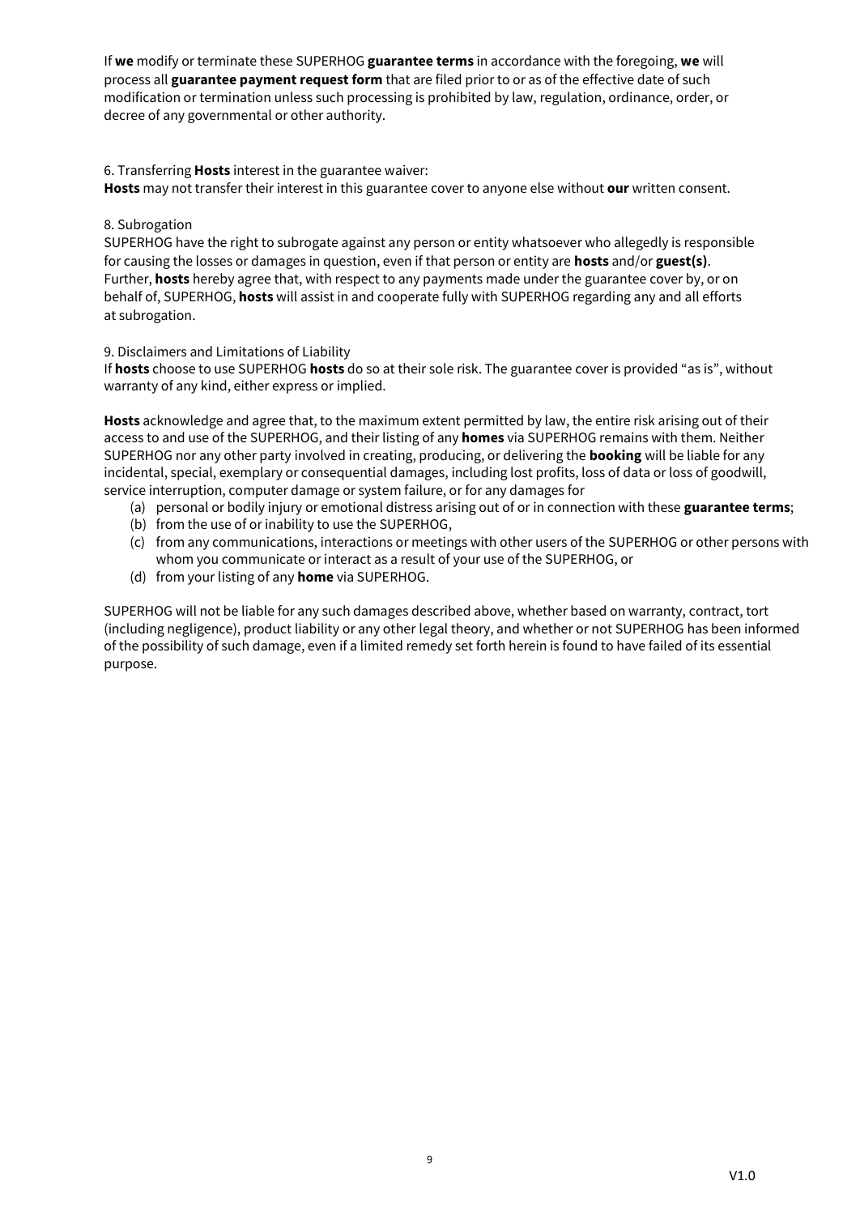If **we** modify or terminate these SUPERHOG **guarantee terms** in accordance with the foregoing, **we** will process all **guarantee payment request form** that are filed prior to or as of the effective date of such modification or termination unless such processing is prohibited by law, regulation, ordinance, order, or decree of any governmental or other authority.

6. Transferring **Hosts** interest in the guarantee waiver:
**Hosts** may not transfer their interest in this guarantee cover to anyone else without **our** written consent.

8. Subrogation
SUPERHOG have the right to subrogate against any person or entity whatsoever who allegedly is responsible for causing the losses or damages in question, even if that person or entity are **hosts** and/or **guest(s)**. Further, **hosts** hereby agree that, with respect to any payments made under the guarantee cover by, or on behalf of, SUPERHOG, **hosts** will assist in and cooperate fully with SUPERHOG regarding any and all efforts at subrogation.

9. Disclaimers and Limitations of Liability
If **hosts** choose to use SUPERHOG **hosts** do so at their sole risk. The guarantee cover is provided "as is", without warranty of any kind, either express or implied.

**Hosts** acknowledge and agree that, to the maximum extent permitted by law, the entire risk arising out of their access to and use of the SUPERHOG, and their listing of any **homes** via SUPERHOG remains with them. Neither SUPERHOG nor any other party involved in creating, producing, or delivering the **booking** will be liable for any incidental, special, exemplary or consequential damages, including lost profits, loss of data or loss of goodwill, service interruption, computer damage or system failure, or for any damages for

(a) personal or bodily injury or emotional distress arising out of or in connection with these **guarantee terms**;
(b) from the use of or inability to use the SUPERHOG,
(c) from any communications, interactions or meetings with other users of the SUPERHOG or other persons with whom you communicate or interact as a result of your use of the SUPERHOG, or
(d) from your listing of any **home** via SUPERHOG.

SUPERHOG will not be liable for any such damages described above, whether based on warranty, contract, tort (including negligence), product liability or any other legal theory, and whether or not SUPERHOG has been informed of the possibility of such damage, even if a limited remedy set forth herein is found to have failed of its essential purpose.

V1.0